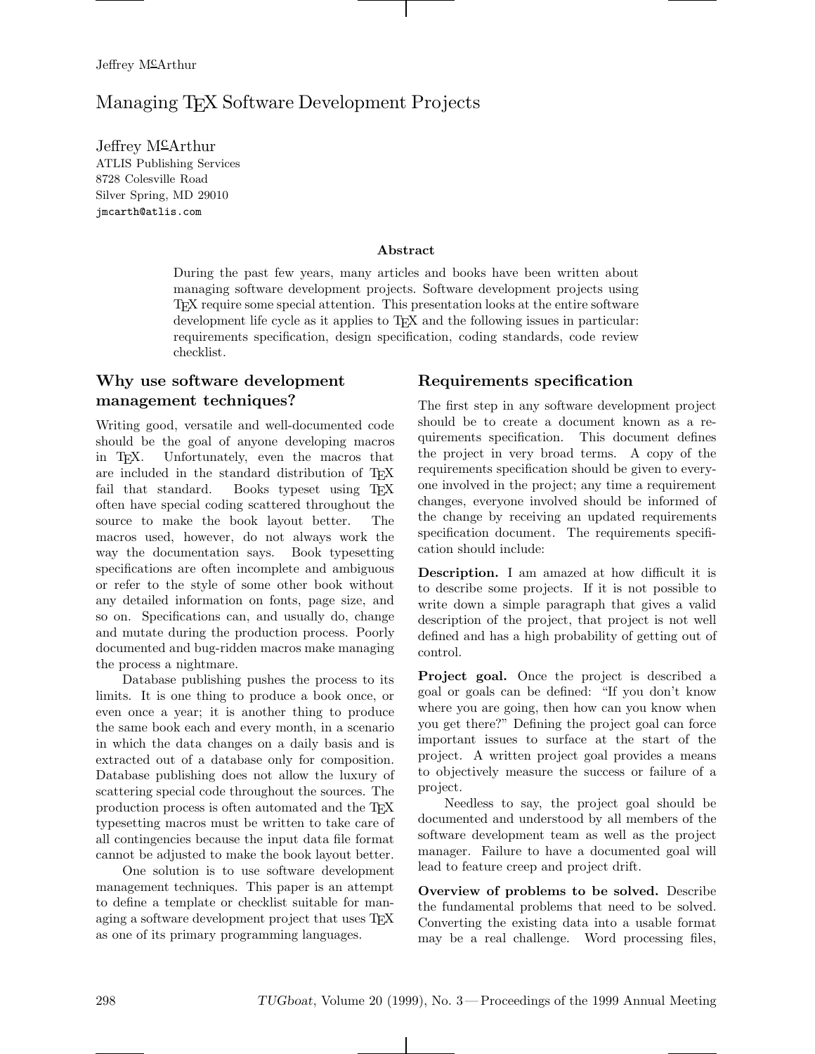# Managing TEX Software Development Projects

Jeffrey McArthur
ATLIS Publishing Services
8728 Colesville Road
Silver Spring, MD 29010
jmcarth@atlis.com

## Abstract

During the past few years, many articles and books have been written about managing software development projects. Software development projects using TEX require some special attention. This presentation looks at the entire software development life cycle as it applies to TEX and the following issues in particular: requirements specification, design specification, coding standards, code review checklist.

## Why use software development management techniques?

Writing good, versatile and well-documented code should be the goal of anyone developing macros in TEX. Unfortunately, even the macros that are included in the standard distribution of TEX fail that standard. Books typeset using TEX often have special coding scattered throughout the source to make the book layout better. The macros used, however, do not always work the way the documentation says. Book typesetting specifications are often incomplete and ambiguous or refer to the style of some other book without any detailed information on fonts, page size, and so on. Specifications can, and usually do, change and mutate during the production process. Poorly documented and bug-ridden macros make managing the process a nightmare.

Database publishing pushes the process to its limits. It is one thing to produce a book once, or even once a year; it is another thing to produce the same book each and every month, in a scenario in which the data changes on a daily basis and is extracted out of a database only for composition. Database publishing does not allow the luxury of scattering special code throughout the sources. The production process is often automated and the TEX typesetting macros must be written to take care of all contingencies because the input data file format cannot be adjusted to make the book layout better.

One solution is to use software development management techniques. This paper is an attempt to define a template or checklist suitable for managing a software development project that uses TEX as one of its primary programming languages.

## Requirements specification

The first step in any software development project should be to create a document known as a requirements specification. This document defines the project in very broad terms. A copy of the requirements specification should be given to everyone involved in the project; any time a requirement changes, everyone involved should be informed of the change by receiving an updated requirements specification document. The requirements specification should include:

**Description.** I am amazed at how difficult it is to describe some projects. If it is not possible to write down a simple paragraph that gives a valid description of the project, that project is not well defined and has a high probability of getting out of control.

**Project goal.** Once the project is described a goal or goals can be defined: "If you don't know where you are going, then how can you know when you get there?" Defining the project goal can force important issues to surface at the start of the project. A written project goal provides a means to objectively measure the success or failure of a project.

Needless to say, the project goal should be documented and understood by all members of the software development team as well as the project manager. Failure to have a documented goal will lead to feature creep and project drift.

**Overview of problems to be solved.** Describe the fundamental problems that need to be solved. Converting the existing data into a usable format may be a real challenge. Word processing files,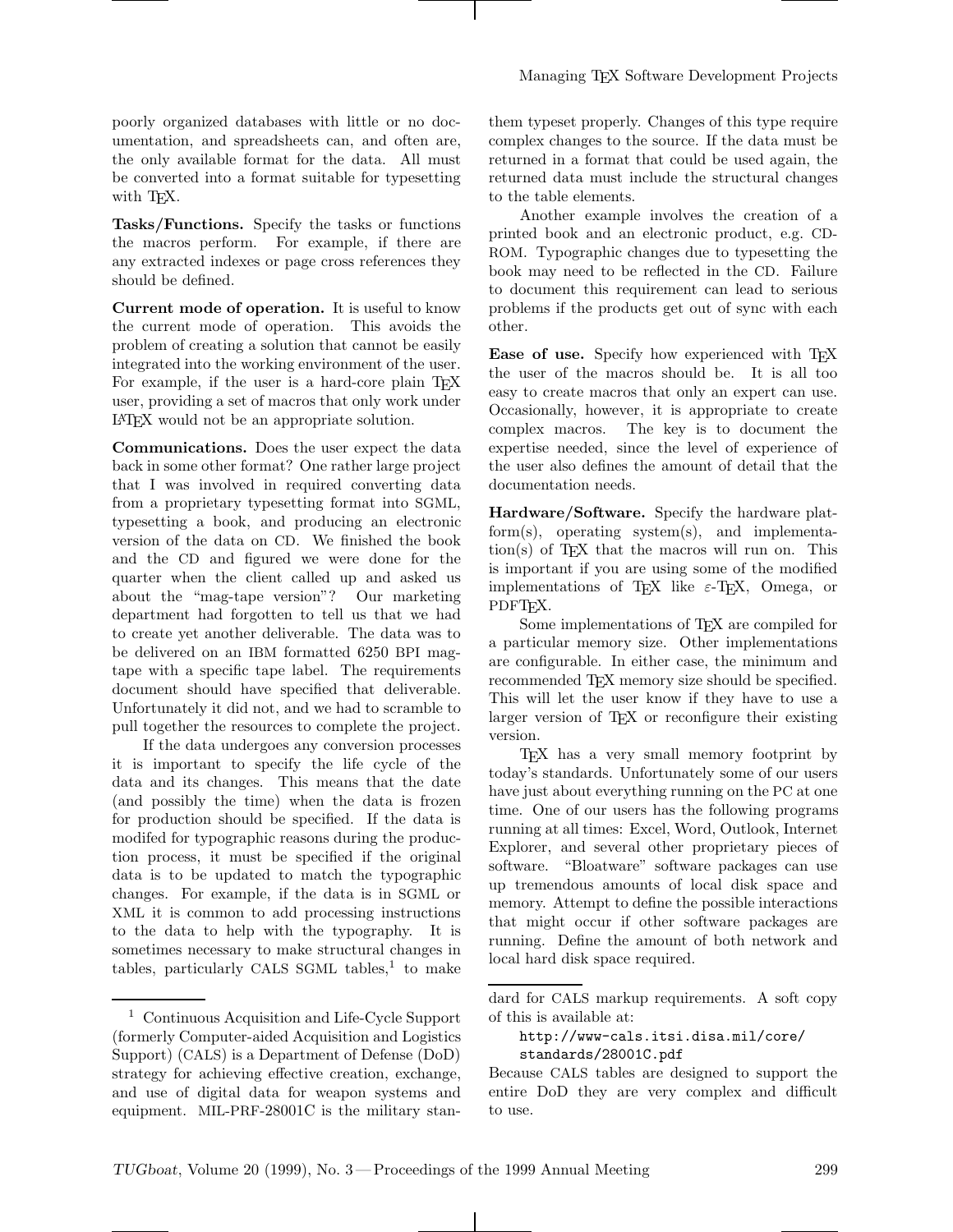poorly organized databases with little or no documentation, and spreadsheets can, and often are, the only available format for the data. All must be converted into a format suitable for typesetting with TeX.

**Tasks/Functions.** Specify the tasks or functions the macros perform. For example, if there are any extracted indexes or page cross references they should be defined.

**Current mode of operation.** It is useful to know the current mode of operation. This avoids the problem of creating a solution that cannot be easily integrated into the working environment of the user. For example, if the user is a hard-core plain TeX user, providing a set of macros that only work under LaTeX would not be an appropriate solution.

**Communications.** Does the user expect the data back in some other format? One rather large project that I was involved in required converting data from a proprietary typesetting format into SGML, typesetting a book, and producing an electronic version of the data on CD. We finished the book and the CD and figured we were done for the quarter when the client called up and asked us about the "mag-tape version"? Our marketing department had forgotten to tell us that we had to create yet another deliverable. The data was to be delivered on an IBM formatted 6250 BPI mag-tape with a specific tape label. The requirements document should have specified that deliverable. Unfortunately it did not, and we had to scramble to pull together the resources to complete the project.

If the data undergoes any conversion processes it is important to specify the life cycle of the data and its changes. This means that the date (and possibly the time) when the data is frozen for production should be specified. If the data is modifed for typographic reasons during the production process, it must be specified if the original data is to be updated to match the typographic changes. For example, if the data is in SGML or XML it is common to add processing instructions to the data to help with the typography. It is sometimes necessary to make structural changes in tables, particularly CALS SGML tables,[1] to make them typeset properly. Changes of this type require complex changes to the source. If the data must be returned in a format that could be used again, the returned data must include the structural changes to the table elements.

Another example involves the creation of a printed book and an electronic product, e.g. CD-ROM. Typographic changes due to typesetting the book may need to be reflected in the CD. Failure to document this requirement can lead to serious problems if the products get out of sync with each other.

**Ease of use.** Specify how experienced with TeX the user of the macros should be. It is all too easy to create macros that only an expert can use. Occasionally, however, it is appropriate to create complex macros. The key is to document the expertise needed, since the level of experience of the user also defines the amount of detail that the documentation needs.

**Hardware/Software.** Specify the hardware platform(s), operating system(s), and implementation(s) of TeX that the macros will run on. This is important if you are using some of the modified implementations of TeX like ε-TeX, Omega, or PDFTeX.

Some implementations of TeX are compiled for a particular memory size. Other implementations are configurable. In either case, the minimum and recommended TeX memory size should be specified. This will let the user know if they have to use a larger version of TeX or reconfigure their existing version.

TeX has a very small memory footprint by today's standards. Unfortunately some of our users have just about everything running on the PC at one time. One of our users has the following programs running at all times: Excel, Word, Outlook, Internet Explorer, and several other proprietary pieces of software. "Bloatware" software packages can use up tremendous amounts of local disk space and memory. Attempt to define the possible interactions that might occur if other software packages are running. Define the amount of both network and local hard disk space required.

---

[1] Continuous Acquisition and Life-Cycle Support (formerly Computer-aided Acquisition and Logistics Support) (CALS) is a Department of Defense (DoD) strategy for achieving effective creation, exchange, and use of digital data for weapon systems and equipment. MIL-PRF-28001C is the military standard for CALS markup requirements. A soft copy of this is available at:

`http://www-cals.itsi.disa.mil/core/standards/28001C.pdf`

Because CALS tables are designed to support the entire DoD they are very complex and difficult to use.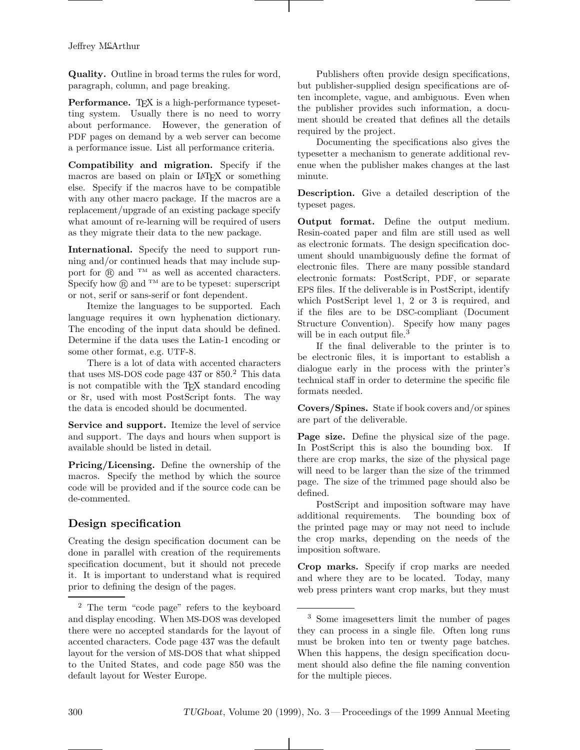**Quality.** Outline in broad terms the rules for word, paragraph, column, and page breaking.

**Performance.** TEX is a high-performance typesetting system. Usually there is no need to worry about performance. However, the generation of PDF pages on demand by a web server can become a performance issue. List all performance criteria.

**Compatibility and migration.** Specify if the macros are based on plain or LATEX or something else. Specify if the macros have to be compatible with any other macro package. If the macros are a replacement/upgrade of an existing package specify what amount of re-learning will be required of users as they migrate their data to the new package.

**International.** Specify the need to support running and/or continued heads that may include support for ® and ™ as well as accented characters. Specify how ® and ™ are to be typeset: superscript or not, serif or sans-serif or font dependent.

Itemize the languages to be supported. Each language requires it own hyphenation dictionary. The encoding of the input data should be defined. Determine if the data uses the Latin-1 encoding or some other format, e.g. UTF-8.

There is a lot of data with accented characters that uses MS-DOS code page 437 or 850.[2] This data is not compatible with the TEX standard encoding or 8r, used with most PostScript fonts. The way the data is encoded should be documented.

**Service and support.** Itemize the level of service and support. The days and hours when support is available should be listed in detail.

**Pricing/Licensing.** Define the ownership of the macros. Specify the method by which the source code will be provided and if the source code can be de-commented.

## Design specification

Creating the design specification document can be done in parallel with creation of the requirements specification document, but it should not precede it. It is important to understand what is required prior to defining the design of the pages.

Publishers often provide design specifications, but publisher-supplied design specifications are often incomplete, vague, and ambiguous. Even when the publisher provides such information, a document should be created that defines all the details required by the project.

Documenting the specifications also gives the typesetter a mechanism to generate additional revenue when the publisher makes changes at the last minute.

**Description.** Give a detailed description of the typeset pages.

**Output format.** Define the output medium. Resin-coated paper and film are still used as well as electronic formats. The design specification document should unambiguously define the format of electronic files. There are many possible standard electronic formats: PostScript, PDF, or separate EPS files. If the deliverable is in PostScript, identify which PostScript level 1, 2 or 3 is required, and if the files are to be DSC-compliant (Document Structure Convention). Specify how many pages will be in each output file.[3]

If the final deliverable to the printer is to be electronic files, it is important to establish a dialogue early in the process with the printer's technical staff in order to determine the specific file formats needed.

**Covers/Spines.** State if book covers and/or spines are part of the deliverable.

**Page size.** Define the physical size of the page. In PostScript this is also the bounding box. If there are crop marks, the size of the physical page will need to be larger than the size of the trimmed page. The size of the trimmed page should also be defined.

PostScript and imposition software may have additional requirements. The bounding box of the printed page may or may not need to include the crop marks, depending on the needs of the imposition software.

**Crop marks.** Specify if crop marks are needed and where they are to be located. Today, many web press printers want crop marks, but they must

---

[2] The term "code page" refers to the keyboard and display encoding. When MS-DOS was developed there were no accepted standards for the layout of accented characters. Code page 437 was the default layout for the version of MS-DOS that what shipped to the United States, and code page 850 was the default layout for Wester Europe.

[3] Some imagesetters limit the number of pages they can process in a single file. Often long runs must be broken into ten or twenty page batches. When this happens, the design specification document should also define the file naming convention for the multiple pieces.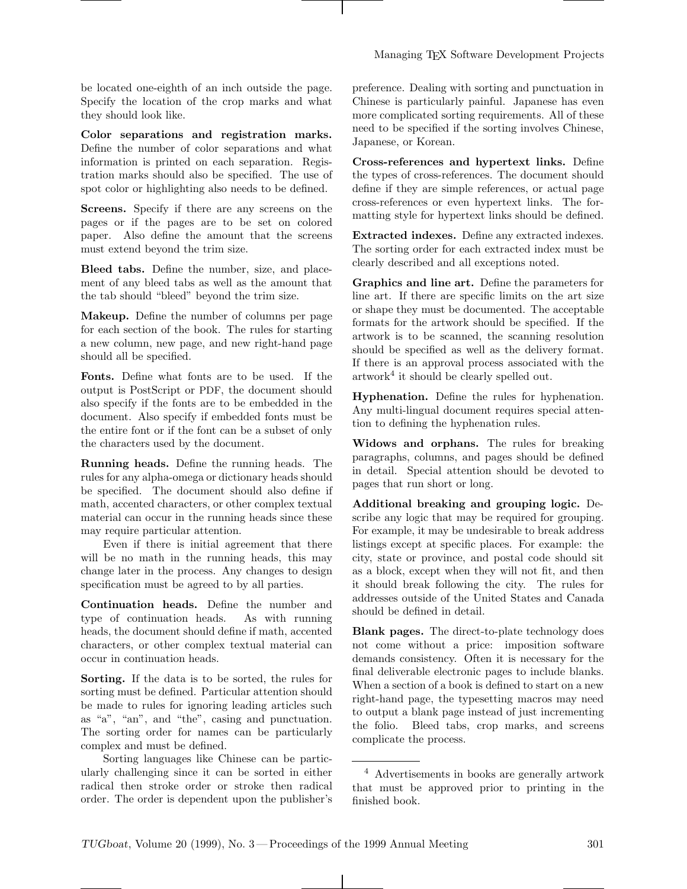be located one-eighth of an inch outside the page. Specify the location of the crop marks and what they should look like.

**Color separations and registration marks.** Define the number of color separations and what information is printed on each separation. Registration marks should also be specified. The use of spot color or highlighting also needs to be defined.

**Screens.** Specify if there are any screens on the pages or if the pages are to be set on colored paper. Also define the amount that the screens must extend beyond the trim size.

**Bleed tabs.** Define the number, size, and placement of any bleed tabs as well as the amount that the tab should "bleed" beyond the trim size.

**Makeup.** Define the number of columns per page for each section of the book. The rules for starting a new column, new page, and new right-hand page should all be specified.

**Fonts.** Define what fonts are to be used. If the output is PostScript or PDF, the document should also specify if the fonts are to be embedded in the document. Also specify if embedded fonts must be the entire font or if the font can be a subset of only the characters used by the document.

**Running heads.** Define the running heads. The rules for any alpha-omega or dictionary heads should be specified. The document should also define if math, accented characters, or other complex textual material can occur in the running heads since these may require particular attention.

Even if there is initial agreement that there will be no math in the running heads, this may change later in the process. Any changes to design specification must be agreed to by all parties.

**Continuation heads.** Define the number and type of continuation heads. As with running heads, the document should define if math, accented characters, or other complex textual material can occur in continuation heads.

**Sorting.** If the data is to be sorted, the rules for sorting must be defined. Particular attention should be made to rules for ignoring leading articles such as "a", "an", and "the", casing and punctuation. The sorting order for names can be particularly complex and must be defined.

Sorting languages like Chinese can be particularly challenging since it can be sorted in either radical then stroke order or stroke then radical order. The order is dependent upon the publisher's preference. Dealing with sorting and punctuation in Chinese is particularly painful. Japanese has even more complicated sorting requirements. All of these need to be specified if the sorting involves Chinese, Japanese, or Korean.

**Cross-references and hypertext links.** Define the types of cross-references. The document should define if they are simple references, or actual page cross-references or even hypertext links. The formatting style for hypertext links should be defined.

**Extracted indexes.** Define any extracted indexes. The sorting order for each extracted index must be clearly described and all exceptions noted.

**Graphics and line art.** Define the parameters for line art. If there are specific limits on the art size or shape they must be documented. The acceptable formats for the artwork should be specified. If the artwork is to be scanned, the scanning resolution should be specified as well as the delivery format. If there is an approval process associated with the artwork[4] it should be clearly spelled out.

**Hyphenation.** Define the rules for hyphenation. Any multi-lingual document requires special attention to defining the hyphenation rules.

**Widows and orphans.** The rules for breaking paragraphs, columns, and pages should be defined in detail. Special attention should be devoted to pages that run short or long.

**Additional breaking and grouping logic.** Describe any logic that may be required for grouping. For example, it may be undesirable to break address listings except at specific places. For example: the city, state or province, and postal code should sit as a block, except when they will not fit, and then it should break following the city. The rules for addresses outside of the United States and Canada should be defined in detail.

**Blank pages.** The direct-to-plate technology does not come without a price: imposition software demands consistency. Often it is necessary for the final deliverable electronic pages to include blanks. When a section of a book is defined to start on a new right-hand page, the typesetting macros may need to output a blank page instead of just incrementing the folio. Bleed tabs, crop marks, and screens complicate the process.

---

[4] Advertisements in books are generally artwork that must be approved prior to printing in the finished book.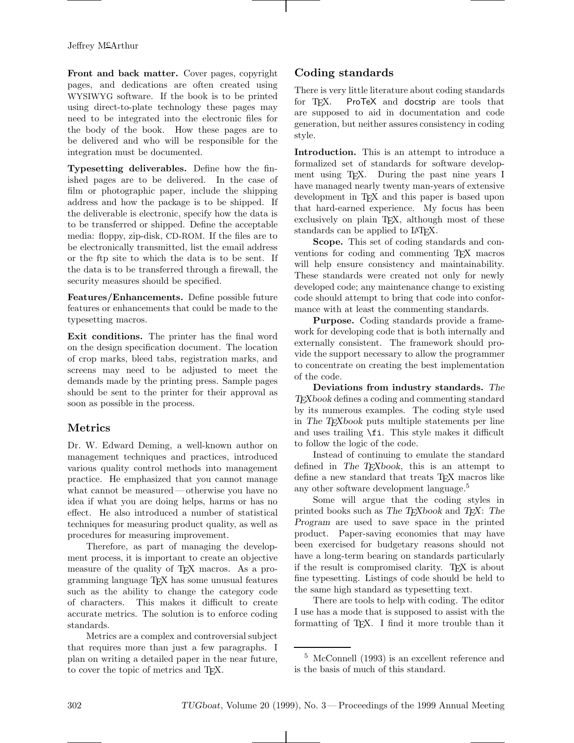**Front and back matter.** Cover pages, copyright pages, and dedications are often created using WYSIWYG software. If the book is to be printed using direct-to-plate technology these pages may need to be integrated into the electronic files for the body of the book. How these pages are to be delivered and who will be responsible for the integration must be documented.

**Typesetting deliverables.** Define how the finished pages are to be delivered. In the case of film or photographic paper, include the shipping address and how the package is to be shipped. If the deliverable is electronic, specify how the data is to be transferred or shipped. Define the acceptable media: floppy, zip-disk, CD-ROM. If the files are to be electronically transmitted, list the email address or the ftp site to which the data is to be sent. If the data is to be transferred through a firewall, the security measures should be specified.

**Features/Enhancements.** Define possible future features or enhancements that could be made to the typesetting macros.

**Exit conditions.** The printer has the final word on the design specification document. The location of crop marks, bleed tabs, registration marks, and screens may need to be adjusted to meet the demands made by the printing press. Sample pages should be sent to the printer for their approval as soon as possible in the process.

## Metrics

Dr. W. Edward Deming, a well-known author on management techniques and practices, introduced various quality control methods into management practice. He emphasized that you cannot manage what cannot be measured — otherwise you have no idea if what you are doing helps, harms or has no effect. He also introduced a number of statistical techniques for measuring product quality, as well as procedures for measuring improvement.

Therefore, as part of managing the development process, it is important to create an objective measure of the quality of TeX macros. As a programming language TeX has some unusual features such as the ability to change the category code of characters. This makes it difficult to create accurate metrics. The solution is to enforce coding standards.

Metrics are a complex and controversial subject that requires more than just a few paragraphs. I plan on writing a detailed paper in the near future, to cover the topic of metrics and TeX.

## Coding standards

There is very little literature about coding standards for TeX. ProTeX and docstrip are tools that are supposed to aid in documentation and code generation, but neither assures consistency in coding style.

**Introduction.** This is an attempt to introduce a formalized set of standards for software development using TeX. During the past nine years I have managed nearly twenty man-years of extensive development in TeX and this paper is based upon that hard-earned experience. My focus has been exclusively on plain TeX, although most of these standards can be applied to LaTeX.

**Scope.** This set of coding standards and conventions for coding and commenting TeX macros will help ensure consistency and maintainability. These standards were created not only for newly developed code; any maintenance change to existing code should attempt to bring that code into conformance with at least the commenting standards.

**Purpose.** Coding standards provide a framework for developing code that is both internally and externally consistent. The framework should provide the support necessary to allow the programmer to concentrate on creating the best implementation of the code.

**Deviations from industry standards.** *The TeXbook* defines a coding and commenting standard by its numerous examples. The coding style used in *The TeXbook* puts multiple statements per line and uses trailing `\fi`. This style makes it difficult to follow the logic of the code.

Instead of continuing to emulate the standard defined in *The TeXbook*, this is an attempt to define a new standard that treats TeX macros like any other software development language.[5]

Some will argue that the coding styles in printed books such as *The TeXbook* and *TeX: The Program* are used to save space in the printed product. Paper-saving economies that may have been exercised for budgetary reasons should not have a long-term bearing on standards particularly if the result is compromised clarity. TeX is about fine typesetting. Listings of code should be held to the same high standard as typesetting text.

There are tools to help with coding. The editor I use has a mode that is supposed to assist with the formatting of TeX. I find it more trouble than it

[5] McConnell (1993) is an excellent reference and is the basis of much of this standard.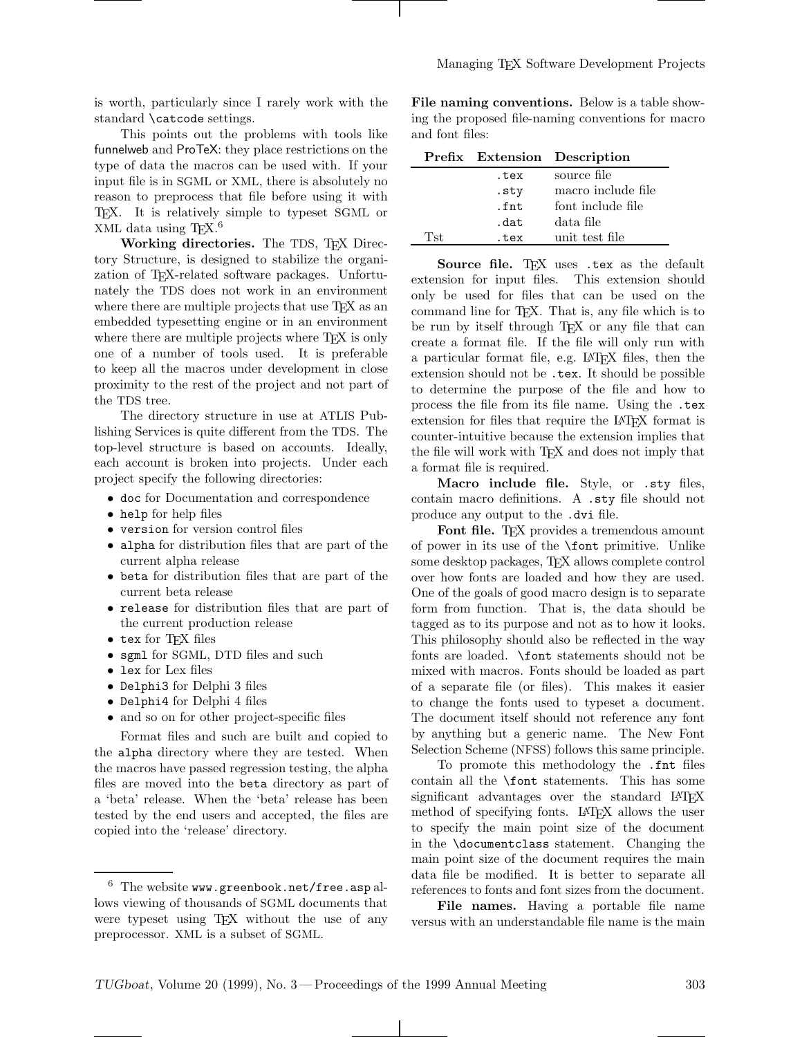is worth, particularly since I rarely work with the standard `\catcode` settings.

This points out the problems with tools like funnelweb and ProTeX: they place restrictions on the type of data the macros can be used with. If your input file is in SGML or XML, there is absolutely no reason to preprocess that file before using it with TeX. It is relatively simple to typeset SGML or XML data using TeX.[6]

**Working directories.** The TDS, TeX Directory Structure, is designed to stabilize the organization of TeX-related software packages. Unfortunately the TDS does not work in an environment where there are multiple projects that use TeX as an embedded typesetting engine or in an environment where there are multiple projects where TeX is only one of a number of tools used. It is preferable to keep all the macros under development in close proximity to the rest of the project and not part of the TDS tree.

The directory structure in use at ATLIS Publishing Services is quite different from the TDS. The top-level structure is based on accounts. Ideally, each account is broken into projects. Under each project specify the following directories:

- `doc` for Documentation and correspondence
- `help` for help files
- `version` for version control files
- `alpha` for distribution files that are part of the current alpha release
- `beta` for distribution files that are part of the current beta release
- `release` for distribution files that are part of the current production release
- `tex` for TeX files
- `sgml` for SGML, DTD files and such
- `lex` for Lex files
- `Delphi3` for Delphi 3 files
- `Delphi4` for Delphi 4 files
- and so on for other project-specific files

Format files and such are built and copied to the `alpha` directory where they are tested. When the macros have passed regression testing, the alpha files are moved into the `beta` directory as part of a 'beta' release. When the 'beta' release has been tested by the end users and accepted, the files are copied into the 'release' directory.

[6] The website `www.greenbook.net/free.asp` allows viewing of thousands of SGML documents that were typeset using TeX without the use of any preprocessor. XML is a subset of SGML.

**File naming conventions.** Below is a table showing the proposed file-naming conventions for macro and font files:

| Prefix | Extension | Description |
|---|---|---|
| | `.tex` | source file |
| | `.sty` | macro include file |
| | `.fnt` | font include file |
| | `.dat` | data file |
| Tst | `.tex` | unit test file |

**Source file.** TeX uses `.tex` as the default extension for input files. This extension should only be used for files that can be used on the command line for TeX. That is, any file which is to be run by itself through TeX or any file that can create a format file. If the file will only run with a particular format file, e.g. LaTeX files, then the extension should not be `.tex`. It should be possible to determine the purpose of the file and how to process the file from its file name. Using the `.tex` extension for files that require the LaTeX format is counter-intuitive because the extension implies that the file will work with TeX and does not imply that a format file is required.

**Macro include file.** Style, or `.sty` files, contain macro definitions. A `.sty` file should not produce any output to the `.dvi` file.

**Font file.** TeX provides a tremendous amount of power in its use of the `\font` primitive. Unlike some desktop packages, TeX allows complete control over how fonts are loaded and how they are used. One of the goals of good macro design is to separate form from function. That is, the data should be tagged as to its purpose and not as to how it looks. This philosophy should also be reflected in the way fonts are loaded. `\font` statements should not be mixed with macros. Fonts should be loaded as part of a separate file (or files). This makes it easier to change the fonts used to typeset a document. The document itself should not reference any font by anything but a generic name. The New Font Selection Scheme (NFSS) follows this same principle.

To promote this methodology the `.fnt` files contain all the `\font` statements. This has some significant advantages over the standard LaTeX method of specifying fonts. LaTeX allows the user to specify the main point size of the document in the `\documentclass` statement. Changing the main point size of the document requires the main data file be modified. It is better to separate all references to fonts and font sizes from the document.

**File names.** Having a portable file name versus with an understandable file name is the main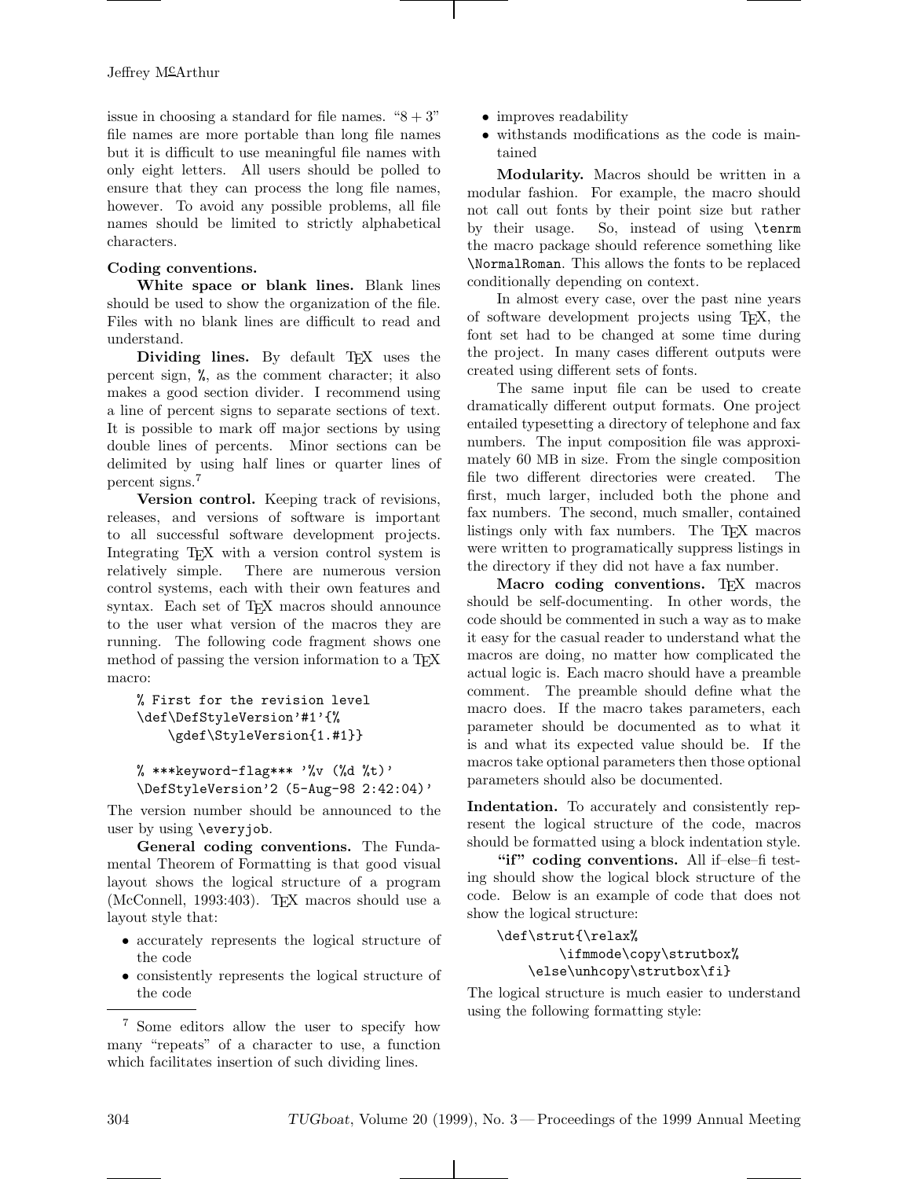issue in choosing a standard for file names. "$8 + 3$" file names are more portable than long file names but it is difficult to use meaningful file names with only eight letters. All users should be polled to ensure that they can process the long file names, however. To avoid any possible problems, all file names should be limited to strictly alphabetical characters.

**Coding conventions.**

**White space or blank lines.** Blank lines should be used to show the organization of the file. Files with no blank lines are difficult to read and understand.

**Dividing lines.** By default TEX uses the percent sign, %, as the comment character; it also makes a good section divider. I recommend using a line of percent signs to separate sections of text. It is possible to mark off major sections by using double lines of percents. Minor sections can be delimited by using half lines or quarter lines of percent signs.[7]

**Version control.** Keeping track of revisions, releases, and versions of software is important to all successful software development projects. Integrating TEX with a version control system is relatively simple. There are numerous version control systems, each with their own features and syntax. Each set of TEX macros should announce to the user what version of the macros they are running. The following code fragment shows one method of passing the version information to a TEX macro:

```
% First for the revision level
\def\DefStyleVersion'#1'{%
    \gdef\StyleVersion{1.#1}}

% ***keyword-flag*** '%v (%d %t)'
\DefStyleVersion'2 (5-Aug-98 2:42:04)'
```

The version number should be announced to the user by using `\everyjob`.

**General coding conventions.** The Fundamental Theorem of Formatting is that good visual layout shows the logical structure of a program (McConnell, 1993:403). TEX macros should use a layout style that:

- accurately represents the logical structure of the code
- consistently represents the logical structure of the code
- improves readability
- withstands modifications as the code is maintained

**Modularity.** Macros should be written in a modular fashion. For example, the macro should not call out fonts by their point size but rather by their usage. So, instead of using `\tenrm` the macro package should reference something like `\NormalRoman`. This allows the fonts to be replaced conditionally depending on context.

In almost every case, over the past nine years of software development projects using TEX, the font set had to be changed at some time during the project. In many cases different outputs were created using different sets of fonts.

The same input file can be used to create dramatically different output formats. One project entailed typesetting a directory of telephone and fax numbers. The input composition file was approximately 60 MB in size. From the single composition file two different directories were created. The first, much larger, included both the phone and fax numbers. The second, much smaller, contained listings only with fax numbers. The TEX macros were written to programatically suppress listings in the directory if they did not have a fax number.

**Macro coding conventions.** TEX macros should be self-documenting. In other words, the code should be commented in such a way as to make it easy for the casual reader to understand what the macros are doing, no matter how complicated the actual logic is. Each macro should have a preamble comment. The preamble should define what the macro does. If the macro takes parameters, each parameter should be documented as to what it is and what its expected value should be. If the macros take optional parameters then those optional parameters should also be documented.

**Indentation.** To accurately and consistently represent the logical structure of the code, macros should be formatted using a block indentation style.

**"if" coding conventions.** All if–else–fi testing should show the logical block structure of the code. Below is an example of code that does not show the logical structure:

```
\def\strut{\relax%
        \ifmmode\copy\strutbox%
    \else\unhcopy\strutbox\fi}
```

The logical structure is much easier to understand using the following formatting style:

[7] Some editors allow the user to specify how many "repeats" of a character to use, a function which facilitates insertion of such dividing lines.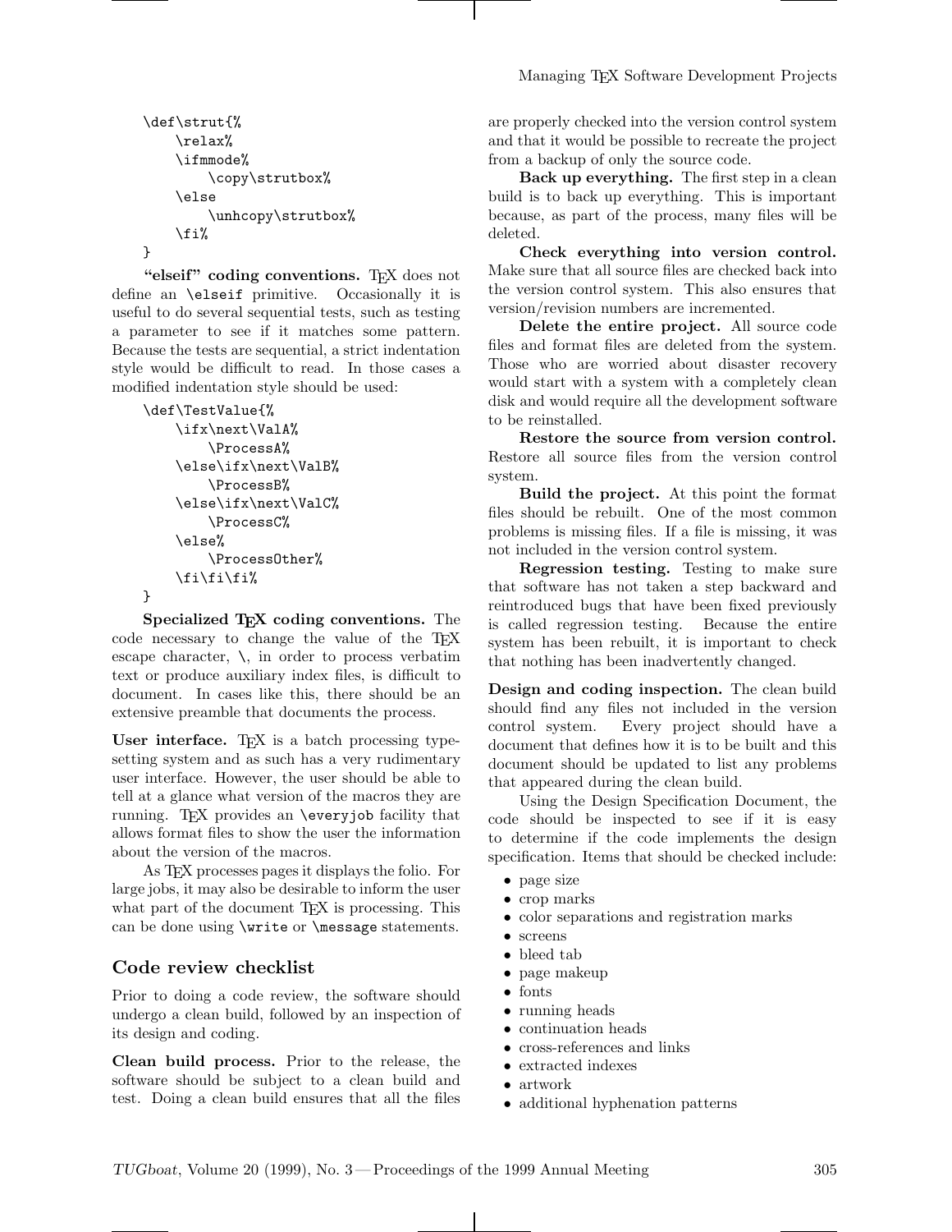```
\def\strut{%
    \relax%
    \ifmmode%
        \copy\strutbox%
    \else
        \unhcopy\strutbox%
    \fi%
}
```

**"elseif" coding conventions.** TeX does not define an `\elseif` primitive. Occasionally it is useful to do several sequential tests, such as testing a parameter to see if it matches some pattern. Because the tests are sequential, a strict indentation style would be difficult to read. In those cases a modified indentation style should be used:

```
\def\TestValue{%
    \ifx\next\ValA%
        \ProcessA%
    \else\ifx\next\ValB%
        \ProcessB%
    \else\ifx\next\ValC%
        \ProcessC%
    \else%
        \ProcessOther%
    \fi\fi\fi%
}
```

**Specialized TeX coding conventions.** The code necessary to change the value of the TeX escape character, `\`, in order to process verbatim text or produce auxiliary index files, is difficult to document. In cases like this, there should be an extensive preamble that documents the process.

**User interface.** TeX is a batch processing typesetting system and as such has a very rudimentary user interface. However, the user should be able to tell at a glance what version of the macros they are running. TeX provides an `\everyjob` facility that allows format files to show the user the information about the version of the macros.

As TeX processes pages it displays the folio. For large jobs, it may also be desirable to inform the user what part of the document TeX is processing. This can be done using `\write` or `\message` statements.

## Code review checklist

Prior to doing a code review, the software should undergo a clean build, followed by an inspection of its design and coding.

**Clean build process.** Prior to the release, the software should be subject to a clean build and test. Doing a clean build ensures that all the files are properly checked into the version control system and that it would be possible to recreate the project from a backup of only the source code.

**Back up everything.** The first step in a clean build is to back up everything. This is important because, as part of the process, many files will be deleted.

**Check everything into version control.** Make sure that all source files are checked back into the version control system. This also ensures that version/revision numbers are incremented.

**Delete the entire project.** All source code files and format files are deleted from the system. Those who are worried about disaster recovery would start with a system with a completely clean disk and would require all the development software to be reinstalled.

**Restore the source from version control.** Restore all source files from the version control system.

**Build the project.** At this point the format files should be rebuilt. One of the most common problems is missing files. If a file is missing, it was not included in the version control system.

**Regression testing.** Testing to make sure that software has not taken a step backward and reintroduced bugs that have been fixed previously is called regression testing. Because the entire system has been rebuilt, it is important to check that nothing has been inadvertently changed.

**Design and coding inspection.** The clean build should find any files not included in the version control system. Every project should have a document that defines how it is to be built and this document should be updated to list any problems that appeared during the clean build.

Using the Design Specification Document, the code should be inspected to see if it is easy to determine if the code implements the design specification. Items that should be checked include:

- page size
- crop marks
- color separations and registration marks
- screens
- bleed tab
- page makeup
- fonts
- running heads
- continuation heads
- cross-references and links
- extracted indexes
- artwork
- additional hyphenation patterns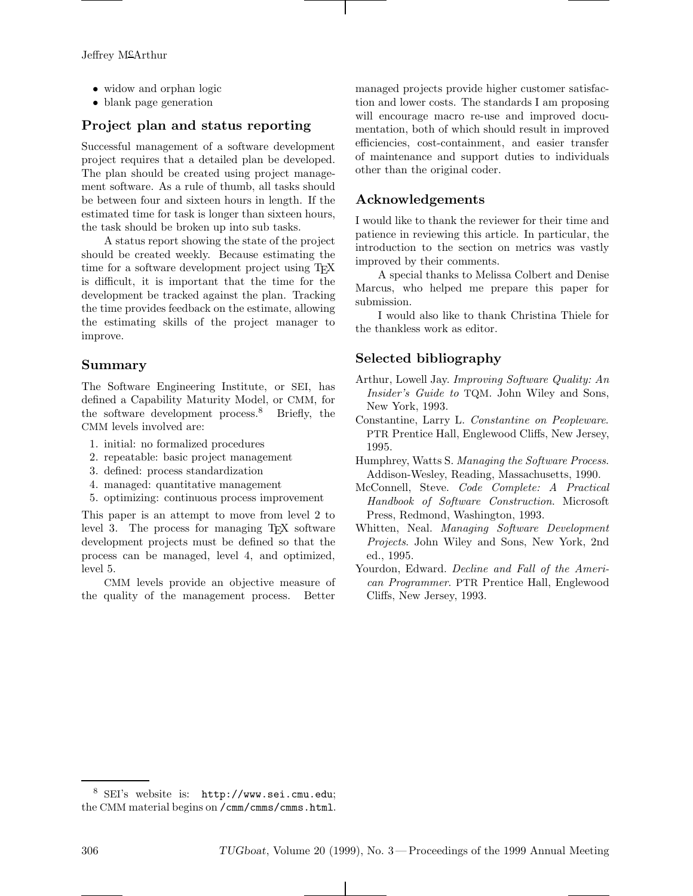- widow and orphan logic
- blank page generation

## Project plan and status reporting

Successful management of a software development project requires that a detailed plan be developed. The plan should be created using project management software. As a rule of thumb, all tasks should be between four and sixteen hours in length. If the estimated time for task is longer than sixteen hours, the task should be broken up into sub tasks.

A status report showing the state of the project should be created weekly. Because estimating the time for a software development project using TEX is difficult, it is important that the time for the development be tracked against the plan. Tracking the time provides feedback on the estimate, allowing the estimating skills of the project manager to improve.

## Summary

The Software Engineering Institute, or SEI, has defined a Capability Maturity Model, or CMM, for the software development process.[8] Briefly, the CMM levels involved are:

1. initial: no formalized procedures
2. repeatable: basic project management
3. defined: process standardization
4. managed: quantitative management
5. optimizing: continuous process improvement

This paper is an attempt to move from level 2 to level 3. The process for managing TEX software development projects must be defined so that the process can be managed, level 4, and optimized, level 5.

CMM levels provide an objective measure of the quality of the management process. Better managed projects provide higher customer satisfaction and lower costs. The standards I am proposing will encourage macro re-use and improved documentation, both of which should result in improved efficiencies, cost-containment, and easier transfer of maintenance and support duties to individuals other than the original coder.

## Acknowledgements

I would like to thank the reviewer for their time and patience in reviewing this article. In particular, the introduction to the section on metrics was vastly improved by their comments.

A special thanks to Melissa Colbert and Denise Marcus, who helped me prepare this paper for submission.

I would also like to thank Christina Thiele for the thankless work as editor.

## Selected bibliography

Arthur, Lowell Jay. *Improving Software Quality: An Insider's Guide to* TQM. John Wiley and Sons, New York, 1993.

Constantine, Larry L. *Constantine on Peopleware*. PTR Prentice Hall, Englewood Cliffs, New Jersey, 1995.

Humphrey, Watts S. *Managing the Software Process*. Addison-Wesley, Reading, Massachusetts, 1990.

McConnell, Steve. *Code Complete: A Practical Handbook of Software Construction*. Microsoft Press, Redmond, Washington, 1993.

Whitten, Neal. *Managing Software Development Projects*. John Wiley and Sons, New York, 2nd ed., 1995.

Yourdon, Edward. *Decline and Fall of the American Programmer*. PTR Prentice Hall, Englewood Cliffs, New Jersey, 1993.

---

[8] SEI's website is: `http://www.sei.cmu.edu`; the CMM material begins on `/cmm/cmms/cmms.html`.